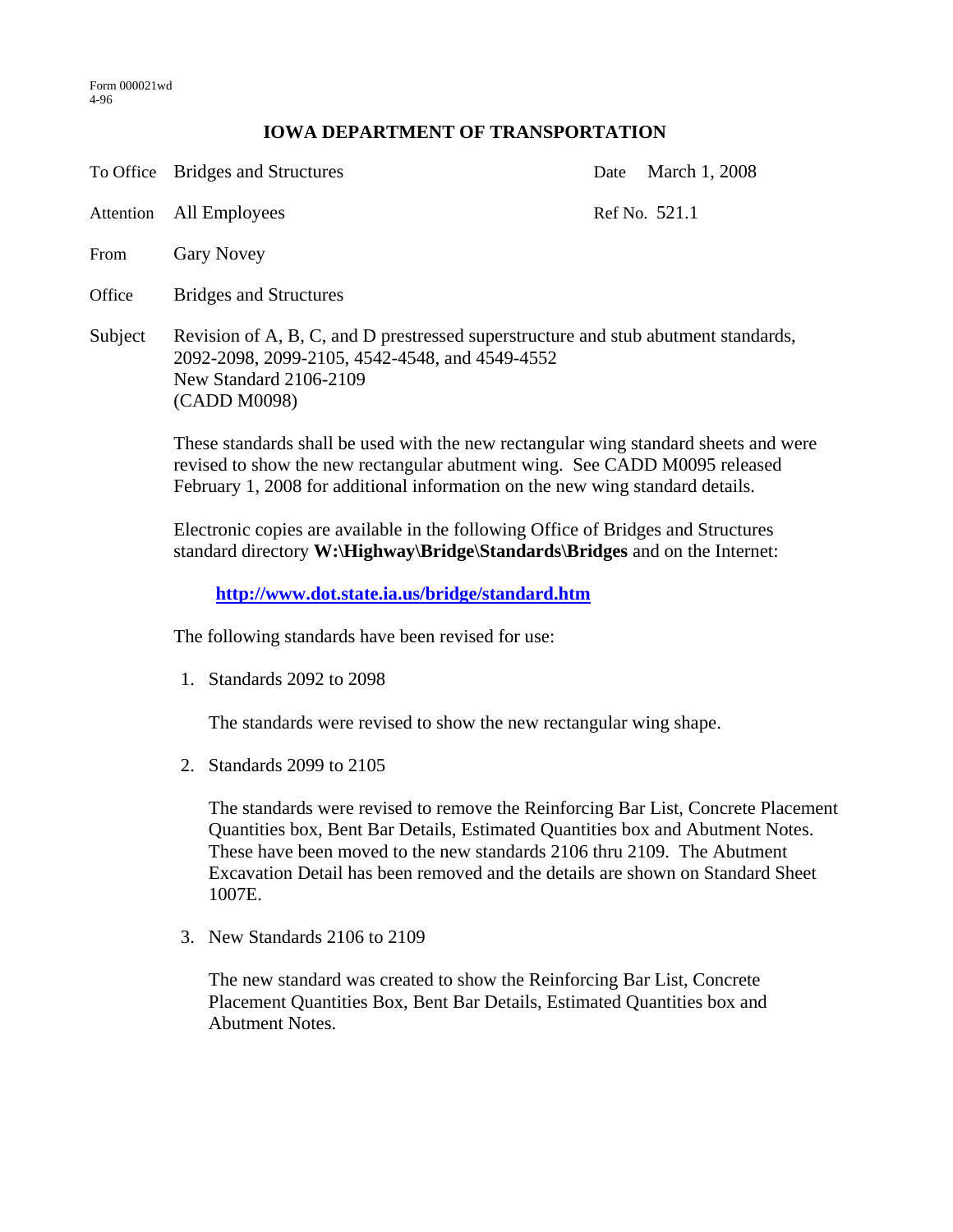Form 000021wd
4-96

# IOWA DEPARTMENT OF TRANSPORTATION

To Office Bridges and Structures

Date March 1, 2008

Attention All Employees

Ref No. 521.1

From Gary Novey

Office Bridges and Structures

Subject Revision of A, B, C, and D prestressed superstructure and stub abutment standards, 2092-2098, 2099-2105, 4542-4548, and 4549-4552
New Standard 2106-2109
(CADD M0098)

These standards shall be used with the new rectangular wing standard sheets and were revised to show the new rectangular abutment wing. See CADD M0095 released February 1, 2008 for additional information on the new wing standard details.

Electronic copies are available in the following Office of Bridges and Structures standard directory **W:\Highway\Bridge\Standards\Bridges** and on the Internet:

**http://www.dot.state.ia.us/bridge/standard.htm**

The following standards have been revised for use:

1. Standards 2092 to 2098

   The standards were revised to show the new rectangular wing shape.

2. Standards 2099 to 2105

   The standards were revised to remove the Reinforcing Bar List, Concrete Placement Quantities box, Bent Bar Details, Estimated Quantities box and Abutment Notes. These have been moved to the new standards 2106 thru 2109. The Abutment Excavation Detail has been removed and the details are shown on Standard Sheet 1007E.

3. New Standards 2106 to 2109

   The new standard was created to show the Reinforcing Bar List, Concrete Placement Quantities Box, Bent Bar Details, Estimated Quantities box and Abutment Notes.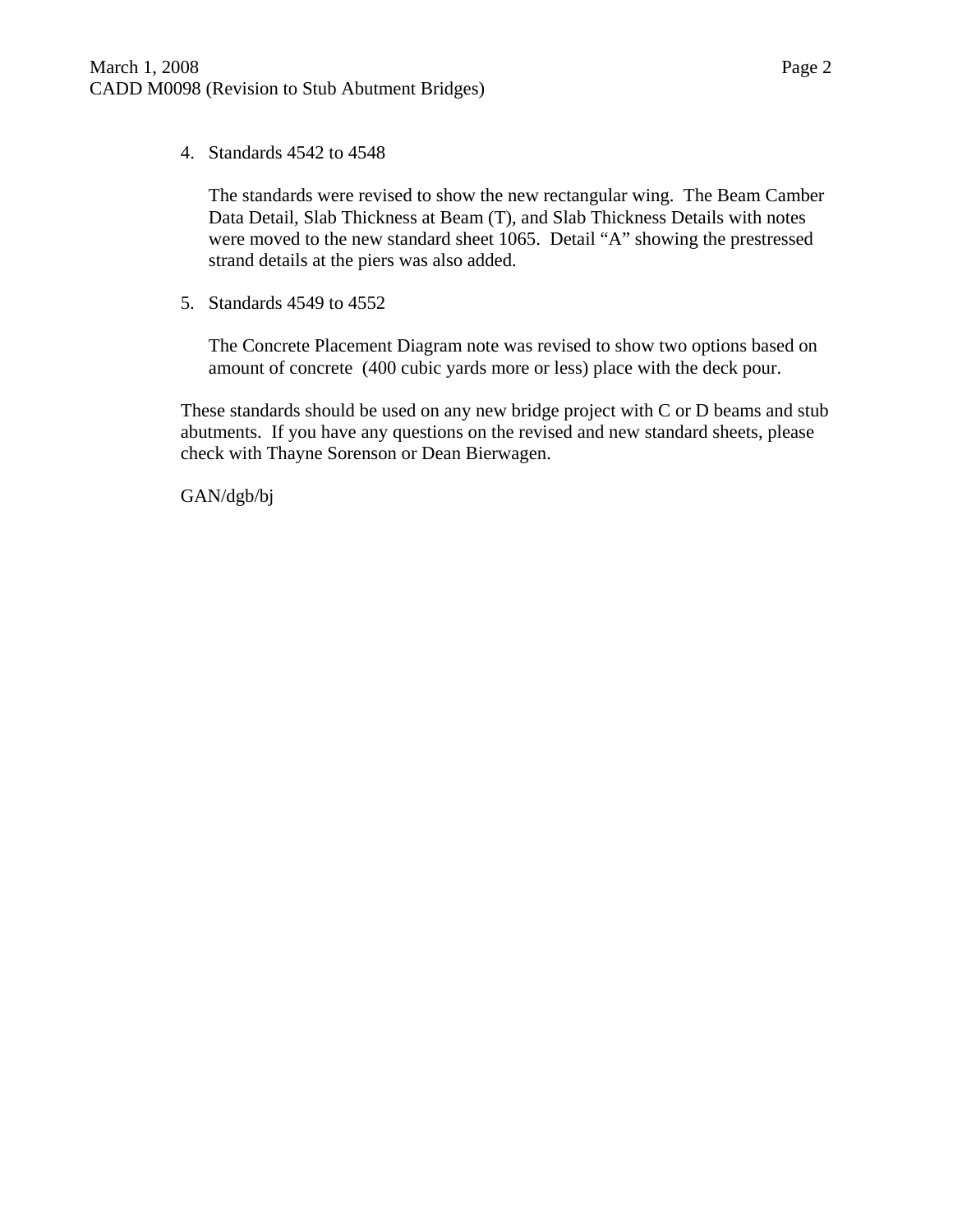4. Standards 4542 to 4548

   The standards were revised to show the new rectangular wing. The Beam Camber Data Detail, Slab Thickness at Beam (T), and Slab Thickness Details with notes were moved to the new standard sheet 1065. Detail "A" showing the prestressed strand details at the piers was also added.

5. Standards 4549 to 4552

   The Concrete Placement Diagram note was revised to show two options based on amount of concrete (400 cubic yards more or less) place with the deck pour.

These standards should be used on any new bridge project with C or D beams and stub abutments. If you have any questions on the revised and new standard sheets, please check with Thayne Sorenson or Dean Bierwagen.

GAN/dgb/bj